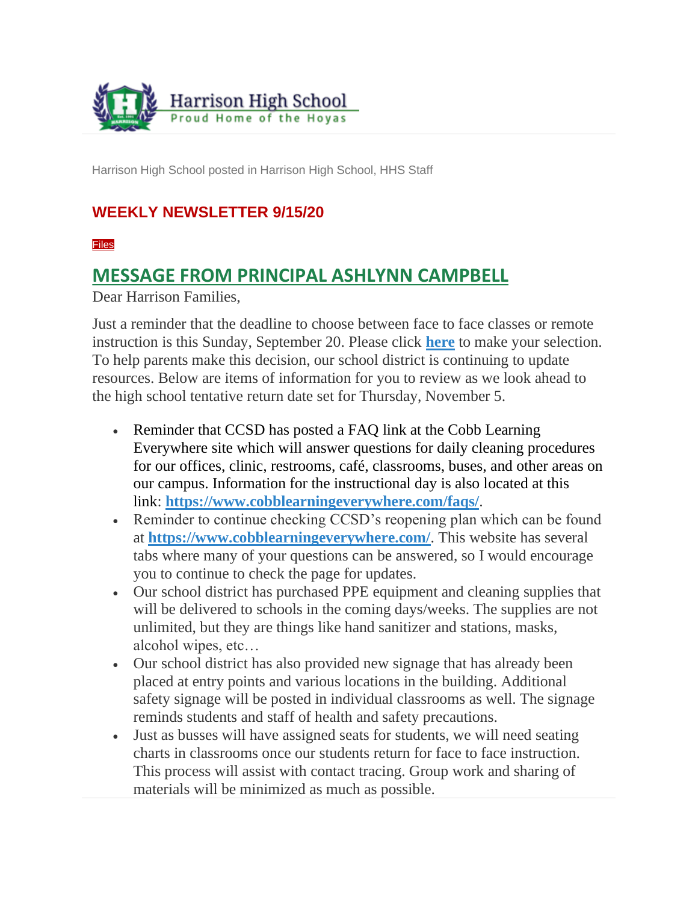Harrison High School
Proud Home of the Hoyas

Harrison High School posted in Harrison High School, HHS Staff

## WEEKLY NEWSLETTER 9/15/20

Files

## MESSAGE FROM PRINCIPAL ASHLYNN CAMPBELL

Dear Harrison Families,

Just a reminder that the deadline to choose between face to face classes or remote instruction is this Sunday, September 20. Please click **here** to make your selection. To help parents make this decision, our school district is continuing to update resources. Below are items of information for you to review as we look ahead to the high school tentative return date set for Thursday, November 5.

- Reminder that CCSD has posted a FAQ link at the Cobb Learning Everywhere site which will answer questions for daily cleaning procedures for our offices, clinic, restrooms, café, classrooms, buses, and other areas on our campus. Information for the instructional day is also located at this link: **https://www.cobblearningeverywhere.com/faqs/**.
- Reminder to continue checking CCSD's reopening plan which can be found at **https://www.cobblearningeverywhere.com/**. This website has several tabs where many of your questions can be answered, so I would encourage you to continue to check the page for updates.
- Our school district has purchased PPE equipment and cleaning supplies that will be delivered to schools in the coming days/weeks. The supplies are not unlimited, but they are things like hand sanitizer and stations, masks, alcohol wipes, etc…
- Our school district has also provided new signage that has already been placed at entry points and various locations in the building. Additional safety signage will be posted in individual classrooms as well. The signage reminds students and staff of health and safety precautions.
- Just as busses will have assigned seats for students, we will need seating charts in classrooms once our students return for face to face instruction. This process will assist with contact tracing. Group work and sharing of materials will be minimized as much as possible.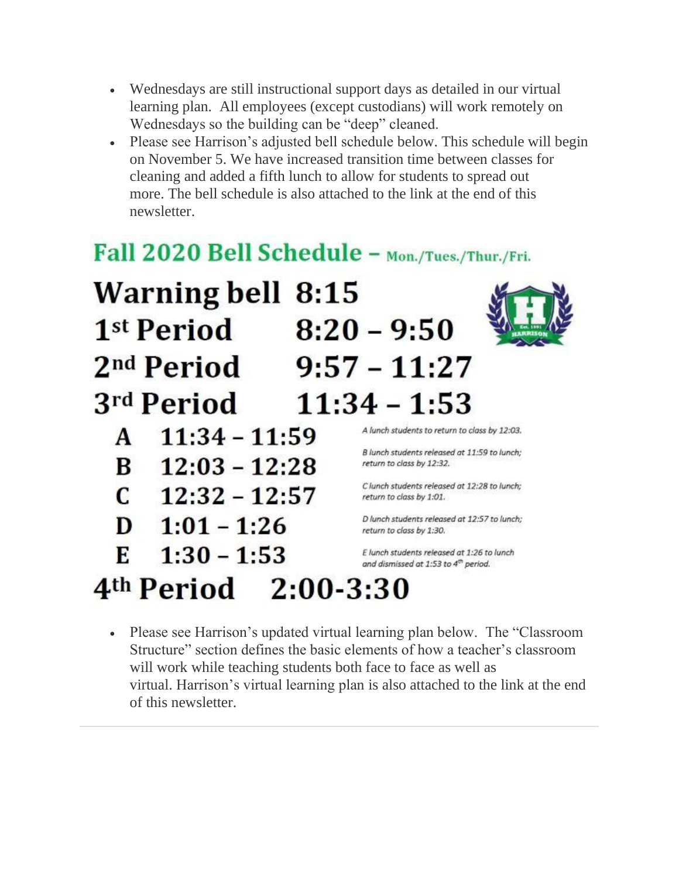- Wednesdays are still instructional support days as detailed in our virtual learning plan. All employees (except custodians) will work remotely on Wednesdays so the building can be "deep" cleaned.
- Please see Harrison's adjusted bell schedule below. This schedule will begin on November 5. We have increased transition time between classes for cleaning and added a fifth lunch to allow for students to spread out more. The bell schedule is also attached to the link at the end of this newsletter.

## Fall 2020 Bell Schedule – Mon./Tues./Thur./Fri.

**Warning bell** 8:15

**1st Period** 8:20 – 9:50

**2nd Period** 9:57 – 11:27

**3rd Period** 11:34 – 1:53

| Lunch | Time | Notes |
| --- | --- | --- |
| A | 11:34 – 11:59 | *A lunch students to return to class by 12:03.* |
| B | 12:03 – 12:28 | *B lunch students released at 11:59 to lunch; return to class by 12:32.* |
| C | 12:32 – 12:57 | *C lunch students released at 12:28 to lunch; return to class by 1:01.* |
| D | 1:01 – 1:26 | *D lunch students released at 12:57 to lunch; return to class by 1:30.* |
| E | 1:30 – 1:53 | *E lunch students released at 1:26 to lunch and dismissed at 1:53 to 4th period.* |

**4th Period** 2:00-3:30

- Please see Harrison's updated virtual learning plan below. The "Classroom Structure" section defines the basic elements of how a teacher's classroom will work while teaching students both face to face as well as virtual. Harrison's virtual learning plan is also attached to the link at the end of this newsletter.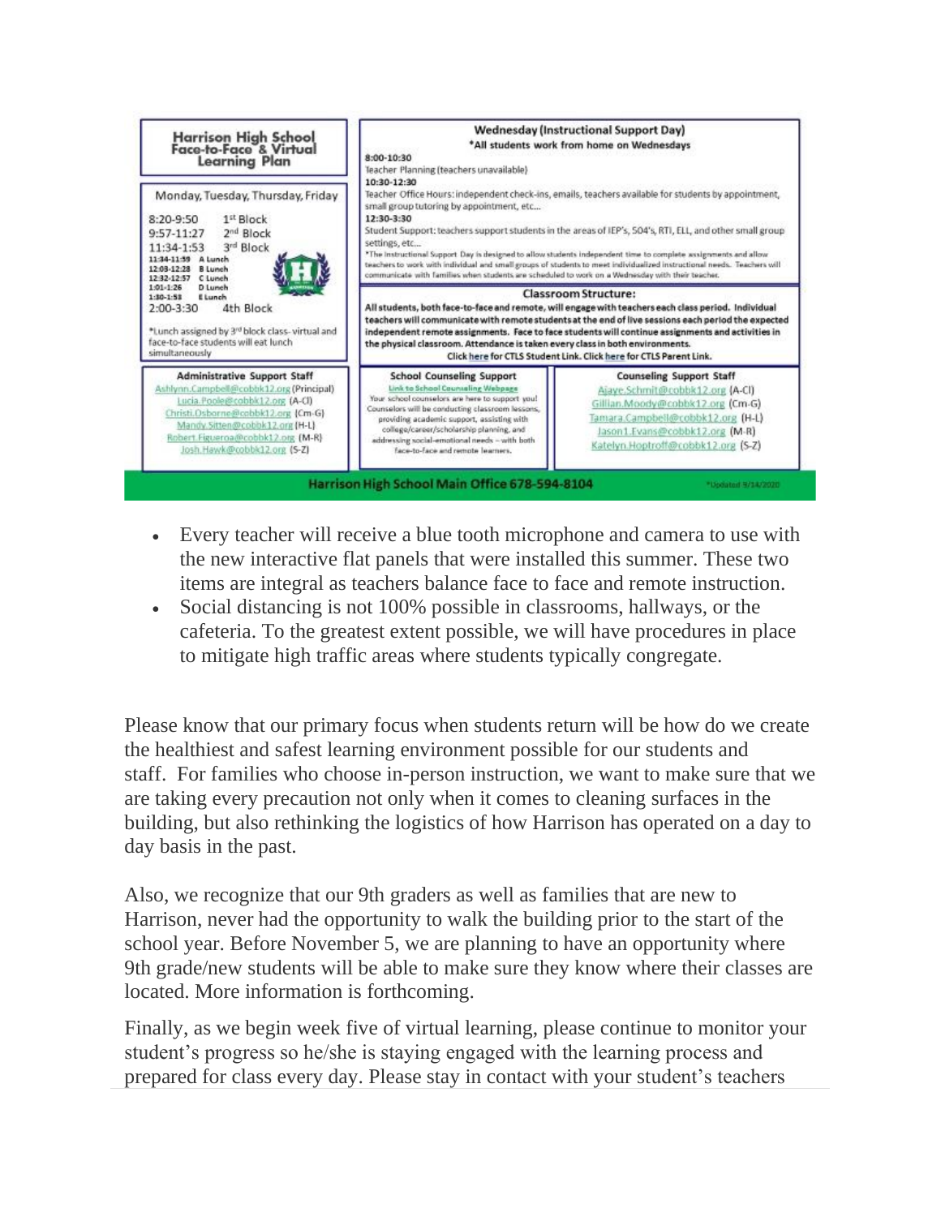## Harrison High School Face-to-Face & Virtual Learning Plan

**Monday, Tuesday, Thursday, Friday**

8:20-9:50 1st Block
9:57-11:27 2nd Block
11:34-1:53 3rd Block
11:34-11:59 A Lunch
12:03-12:28 B Lunch
12:32-12:57 C Lunch
1:01-1:26 D Lunch
1:30-1:53 E Lunch
2:00-3:30 4th Block

*Lunch assigned by 3rd block class- virtual and face-to-face students will eat lunch simultaneously

**Wednesday (Instructional Support Day)**

**\*All students work from home on Wednesdays**

**8:00-10:30**
Teacher Planning (teachers unavailable)

**10:30-12:30**
Teacher Office Hours: independent check-ins, emails, teachers available for students by appointment, small group tutoring by appointment, etc...

**12:30-3:30**
Student Support: teachers support students in the areas of IEP's, 504's, RTI, ELL, and other small group settings, etc...

*The Instructional Support Day is designed to allow students independent time to complete assignments and allow teachers to work with individual and small groups of students to meet individualized instructional needs. Teachers will communicate with families when students are scheduled to work on a Wednesday with their teacher.

**Classroom Structure:**

**All students, both face-to-face and remote, will engage with teachers each class period. Individual teachers will communicate with remote students at the end of live sessions each period the expected independent remote assignments. Face to face students will continue assignments and activities in the physical classroom. Attendance is taken every class in both environments.**

Click here for CTLS Student Link. Click here for CTLS Parent Link.

**Administrative Support Staff**

Ashlynn.Campbell@cobbk12.org (Principal)
Lucia.Poole@cobbk12.org (A-Cl)
Christi.Osborne@cobbk12.org (Cm-G)
Mandy.Sitten@cobbk12.org (H-L)
Robert.Figueroa@cobbk12.org (M-R)
Josh.Hawk@cobbk12.org (S-Z)

**School Counseling Support**

Link to School Counseling Webpage

Your school counselors are here to support you! Counselors will be conducting classroom lessons, providing academic support, assisting with college/career/scholarship planning, and addressing social-emotional needs – with both face-to-face and remote learners.

**Counseling Support Staff**

Ajaye.Schmit@cobbk12.org (A-Cl)
Gillian.Moody@cobbk12.org (Cm-G)
Tamara.Campbell@cobbk12.org (H-L)
Jason1.Evans@cobbk12.org (M-R)
Katelyn.Hoptroff@cobbk12.org (S-Z)

**Harrison High School Main Office 678-594-8104**

*Updated 9/14/2020

- Every teacher will receive a blue tooth microphone and camera to use with the new interactive flat panels that were installed this summer. These two items are integral as teachers balance face to face and remote instruction.
- Social distancing is not 100% possible in classrooms, hallways, or the cafeteria. To the greatest extent possible, we will have procedures in place to mitigate high traffic areas where students typically congregate.

Please know that our primary focus when students return will be how do we create the healthiest and safest learning environment possible for our students and staff. For families who choose in-person instruction, we want to make sure that we are taking every precaution not only when it comes to cleaning surfaces in the building, but also rethinking the logistics of how Harrison has operated on a day to day basis in the past.

Also, we recognize that our 9th graders as well as families that are new to Harrison, never had the opportunity to walk the building prior to the start of the school year. Before November 5, we are planning to have an opportunity where 9th grade/new students will be able to make sure they know where their classes are located. More information is forthcoming.

Finally, as we begin week five of virtual learning, please continue to monitor your student's progress so he/she is staying engaged with the learning process and prepared for class every day. Please stay in contact with your student's teachers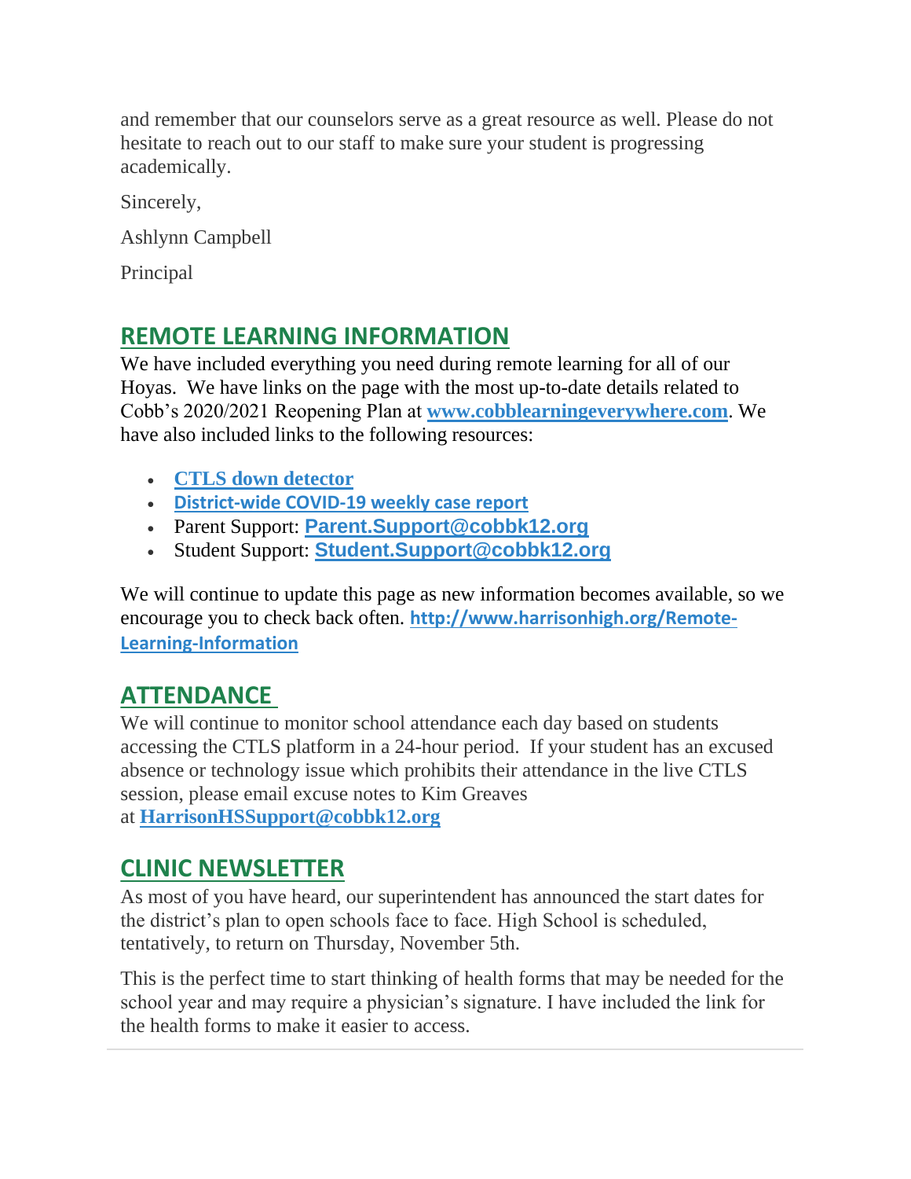and remember that our counselors serve as a great resource as well. Please do not hesitate to reach out to our staff to make sure your student is progressing academically.

Sincerely,

Ashlynn Campbell

Principal

## REMOTE LEARNING INFORMATION

We have included everything you need during remote learning for all of our Hoyas. We have links on the page with the most up-to-date details related to Cobb's 2020/2021 Reopening Plan at **www.cobblearningeverywhere.com**. We have also included links to the following resources:

- **CTLS down detector**
- **District-wide COVID-19 weekly case report**
- Parent Support: **Parent.Support@cobbk12.org**
- Student Support: **Student.Support@cobbk12.org**

We will continue to update this page as new information becomes available, so we encourage you to check back often. **http://www.harrisonhigh.org/Remote-Learning-Information**

## ATTENDANCE

We will continue to monitor school attendance each day based on students accessing the CTLS platform in a 24-hour period. If your student has an excused absence or technology issue which prohibits their attendance in the live CTLS session, please email excuse notes to Kim Greaves at **HarrisonHSSupport@cobbk12.org**

## CLINIC NEWSLETTER

As most of you have heard, our superintendent has announced the start dates for the district's plan to open schools face to face. High School is scheduled, tentatively, to return on Thursday, November 5th.

This is the perfect time to start thinking of health forms that may be needed for the school year and may require a physician's signature. I have included the link for the health forms to make it easier to access.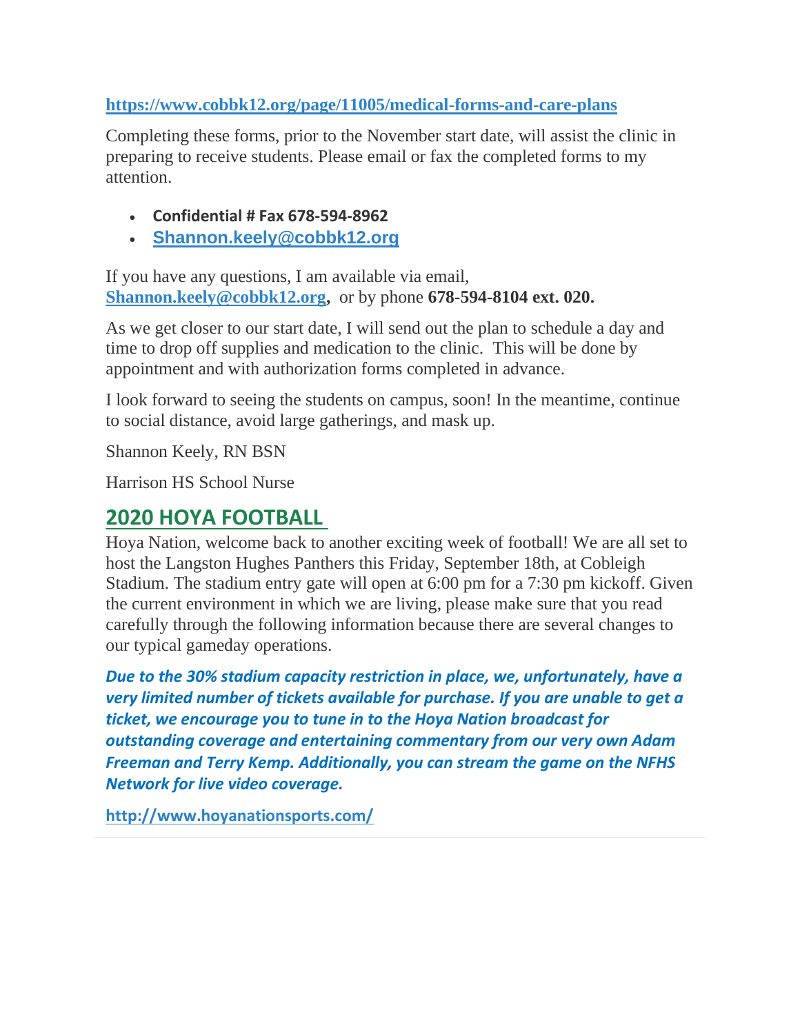**https://www.cobbk12.org/page/11005/medical-forms-and-care-plans**

Completing these forms, prior to the November start date, will assist the clinic in preparing to receive students. Please email or fax the completed forms to my attention.

- **Confidential # Fax 678-594-8962**
- **Shannon.keely@cobbk12.org**

If you have any questions, I am available via email, **Shannon.keely@cobbk12.org,** or by phone **678-594-8104 ext. 020.**

As we get closer to our start date, I will send out the plan to schedule a day and time to drop off supplies and medication to the clinic. This will be done by appointment and with authorization forms completed in advance.

I look forward to seeing the students on campus, soon! In the meantime, continue to social distance, avoid large gatherings, and mask up.

Shannon Keely, RN BSN

Harrison HS School Nurse

## 2020 HOYA FOOTBALL

Hoya Nation, welcome back to another exciting week of football! We are all set to host the Langston Hughes Panthers this Friday, September 18th, at Cobleigh Stadium. The stadium entry gate will open at 6:00 pm for a 7:30 pm kickoff. Given the current environment in which we are living, please make sure that you read carefully through the following information because there are several changes to our typical gameday operations.

***Due to the 30% stadium capacity restriction in place, we, unfortunately, have a very limited number of tickets available for purchase. If you are unable to get a ticket, we encourage you to tune in to the Hoya Nation broadcast for outstanding coverage and entertaining commentary from our very own Adam Freeman and Terry Kemp. Additionally, you can stream the game on the NFHS Network for live video coverage.***

**http://www.hoyanationsports.com/**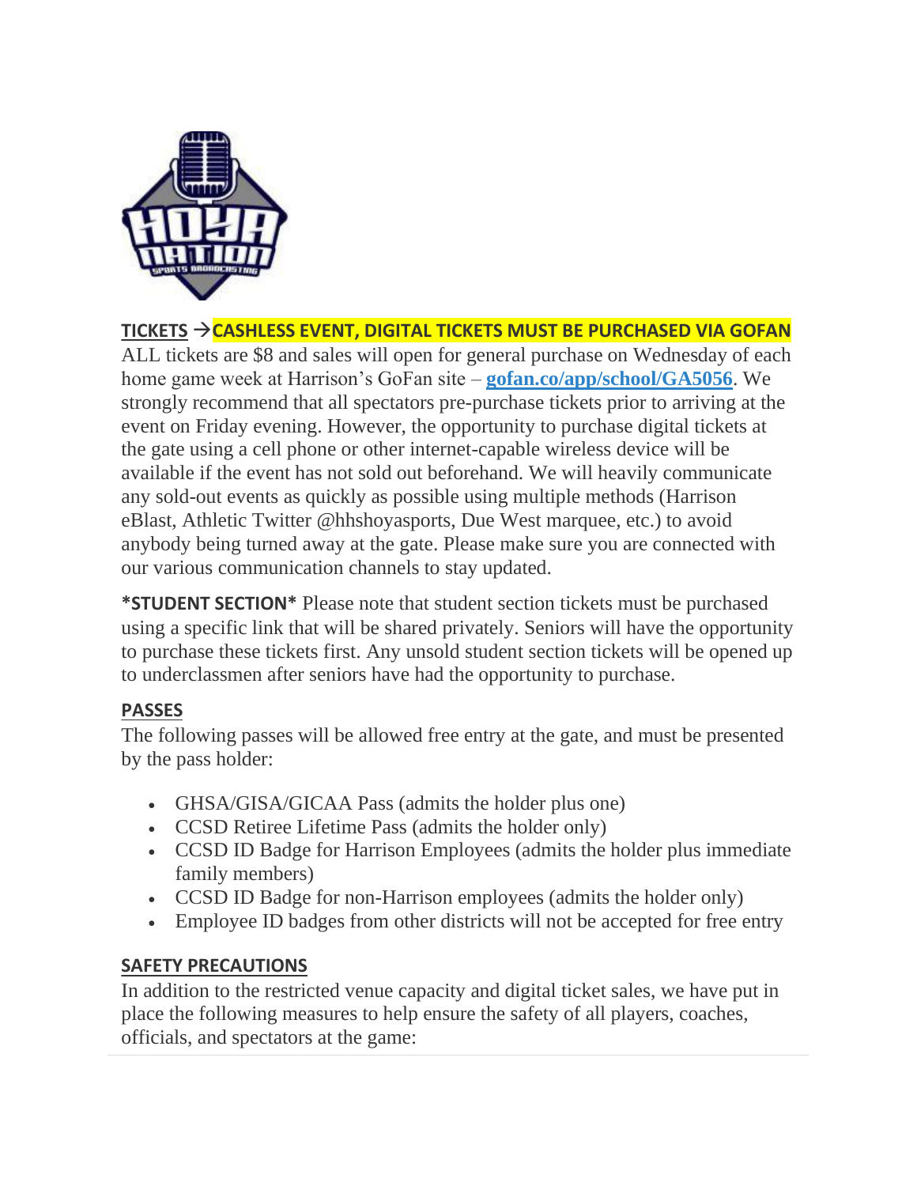**TICKETS** → **CASHLESS EVENT, DIGITAL TICKETS MUST BE PURCHASED VIA GOFAN**
ALL tickets are $8 and sales will open for general purchase on Wednesday of each home game week at Harrison's GoFan site – **gofan.co/app/school/GA5056**. We strongly recommend that all spectators pre-purchase tickets prior to arriving at the event on Friday evening. However, the opportunity to purchase digital tickets at the gate using a cell phone or other internet-capable wireless device will be available if the event has not sold out beforehand. We will heavily communicate any sold-out events as quickly as possible using multiple methods (Harrison eBlast, Athletic Twitter @hhshoyasports, Due West marquee, etc.) to avoid anybody being turned away at the gate. Please make sure you are connected with our various communication channels to stay updated.

***STUDENT SECTION*** Please note that student section tickets must be purchased using a specific link that will be shared privately. Seniors will have the opportunity to purchase these tickets first. Any unsold student section tickets will be opened up to underclassmen after seniors have had the opportunity to purchase.

**PASSES**
The following passes will be allowed free entry at the gate, and must be presented by the pass holder:

- GHSA/GISA/GICAA Pass (admits the holder plus one)
- CCSD Retiree Lifetime Pass (admits the holder only)
- CCSD ID Badge for Harrison Employees (admits the holder plus immediate family members)
- CCSD ID Badge for non-Harrison employees (admits the holder only)
- Employee ID badges from other districts will not be accepted for free entry

**SAFETY PRECAUTIONS**
In addition to the restricted venue capacity and digital ticket sales, we have put in place the following measures to help ensure the safety of all players, coaches, officials, and spectators at the game: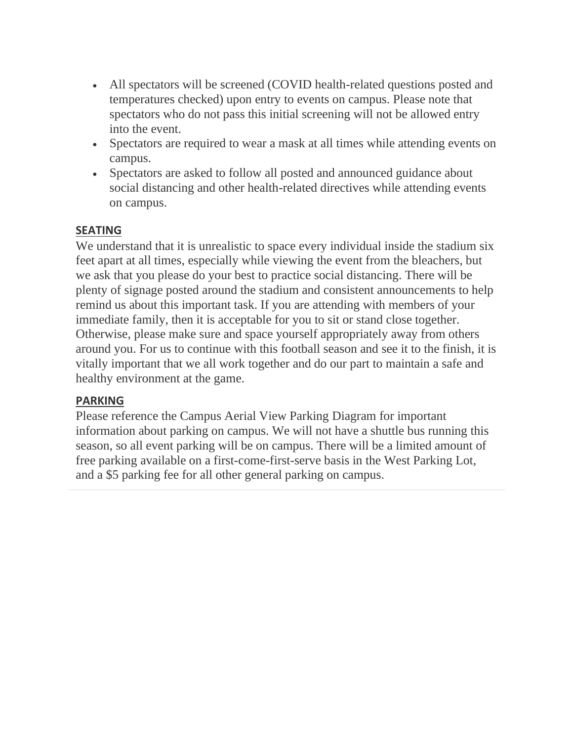- All spectators will be screened (COVID health-related questions posted and temperatures checked) upon entry to events on campus. Please note that spectators who do not pass this initial screening will not be allowed entry into the event.
- Spectators are required to wear a mask at all times while attending events on campus.
- Spectators are asked to follow all posted and announced guidance about social distancing and other health-related directives while attending events on campus.

**SEATING**

We understand that it is unrealistic to space every individual inside the stadium six feet apart at all times, especially while viewing the event from the bleachers, but we ask that you please do your best to practice social distancing. There will be plenty of signage posted around the stadium and consistent announcements to help remind us about this important task. If you are attending with members of your immediate family, then it is acceptable for you to sit or stand close together. Otherwise, please make sure and space yourself appropriately away from others around you. For us to continue with this football season and see it to the finish, it is vitally important that we all work together and do our part to maintain a safe and healthy environment at the game.

**PARKING**

Please reference the Campus Aerial View Parking Diagram for important information about parking on campus. We will not have a shuttle bus running this season, so all event parking will be on campus. There will be a limited amount of free parking available on a first-come-first-serve basis in the West Parking Lot, and a $5 parking fee for all other general parking on campus.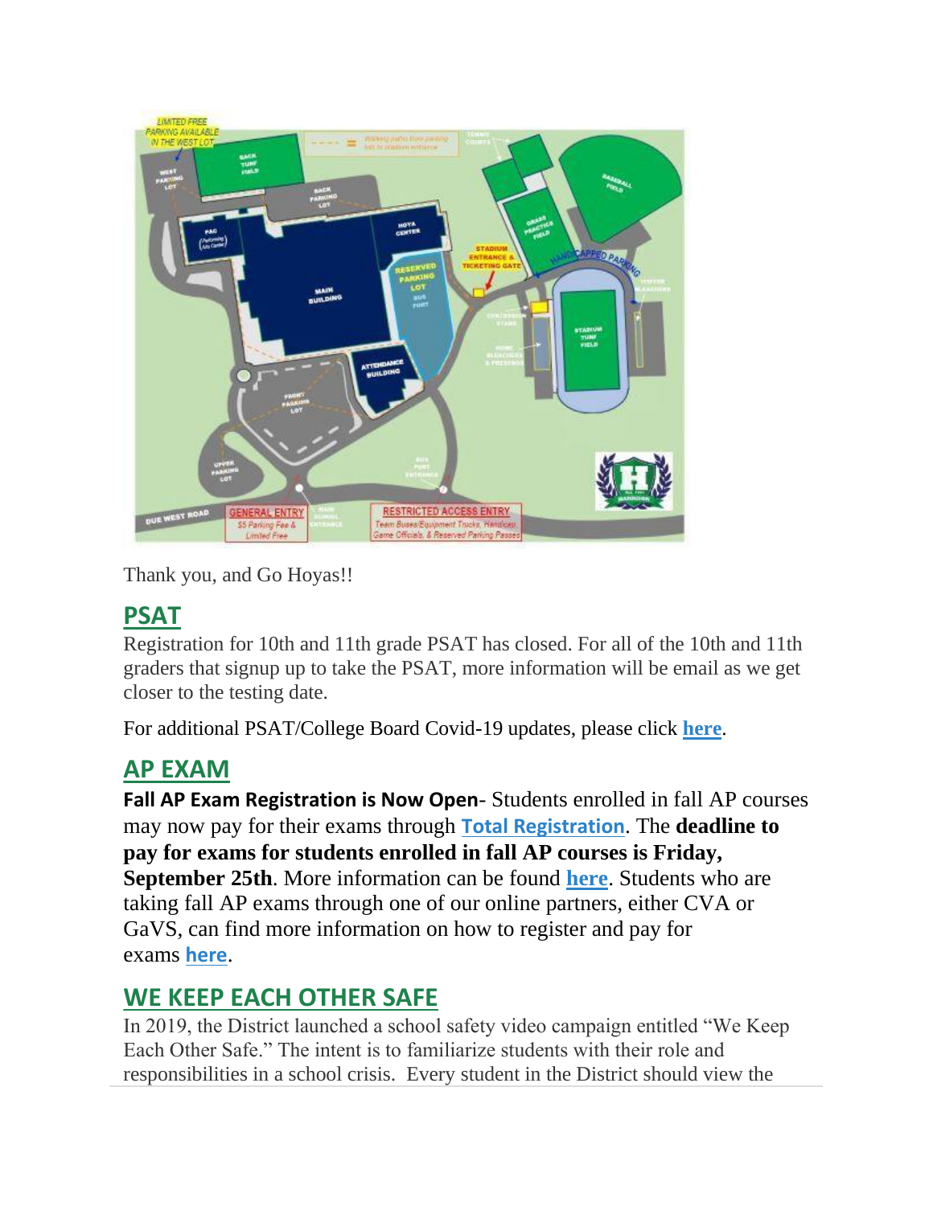Thank you, and Go Hoyas!!

## PSAT

Registration for 10th and 11th grade PSAT has closed. For all of the 10th and 11th graders that signup up to take the PSAT, more information will be email as we get closer to the testing date.

For additional PSAT/College Board Covid-19 updates, please click **here**.

## AP EXAM

**Fall AP Exam Registration is Now Open**- Students enrolled in fall AP courses may now pay for their exams through **Total Registration**. The **deadline to pay for exams for students enrolled in fall AP courses is Friday, September 25th**. More information can be found **here**. Students who are taking fall AP exams through one of our online partners, either CVA or GaVS, can find more information on how to register and pay for exams **here**.

## WE KEEP EACH OTHER SAFE

In 2019, the District launched a school safety video campaign entitled "We Keep Each Other Safe." The intent is to familiarize students with their role and responsibilities in a school crisis.  Every student in the District should view the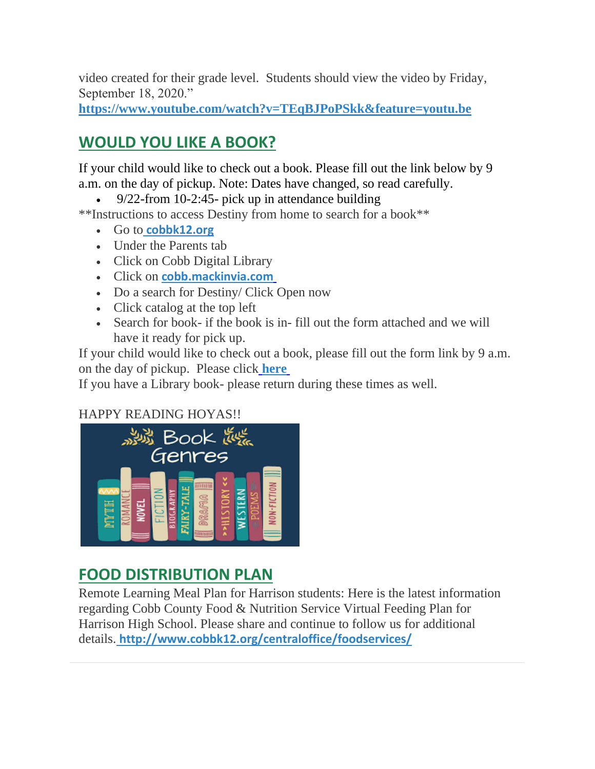video created for their grade level. Students should view the video by Friday, September 18, 2020."
**https://www.youtube.com/watch?v=TEqBJPoPSkk&feature=youtu.be**

## WOULD YOU LIKE A BOOK?

If your child would like to check out a book. Please fill out the link below by 9 a.m. on the day of pickup. Note: Dates have changed, so read carefully.

- 9/22-from 10-2:45- pick up in attendance building

**Instructions to access Destiny from home to search for a book**

- Go to **cobbk12.org**
- Under the Parents tab
- Click on Cobb Digital Library
- Click on **cobb.mackinvia.com**
- Do a search for Destiny/ Click Open now
- Click catalog at the top left
- Search for book- if the book is in- fill out the form attached and we will have it ready for pick up.

If your child would like to check out a book, please fill out the form link by 9 a.m. on the day of pickup. Please click **here**

If you have a Library book- please return during these times as well.

HAPPY READING HOYAS!!

## FOOD DISTRIBUTION PLAN

Remote Learning Meal Plan for Harrison students: Here is the latest information regarding Cobb County Food & Nutrition Service Virtual Feeding Plan for Harrison High School. Please share and continue to follow us for additional details. **http://www.cobbk12.org/centraloffice/foodservices/**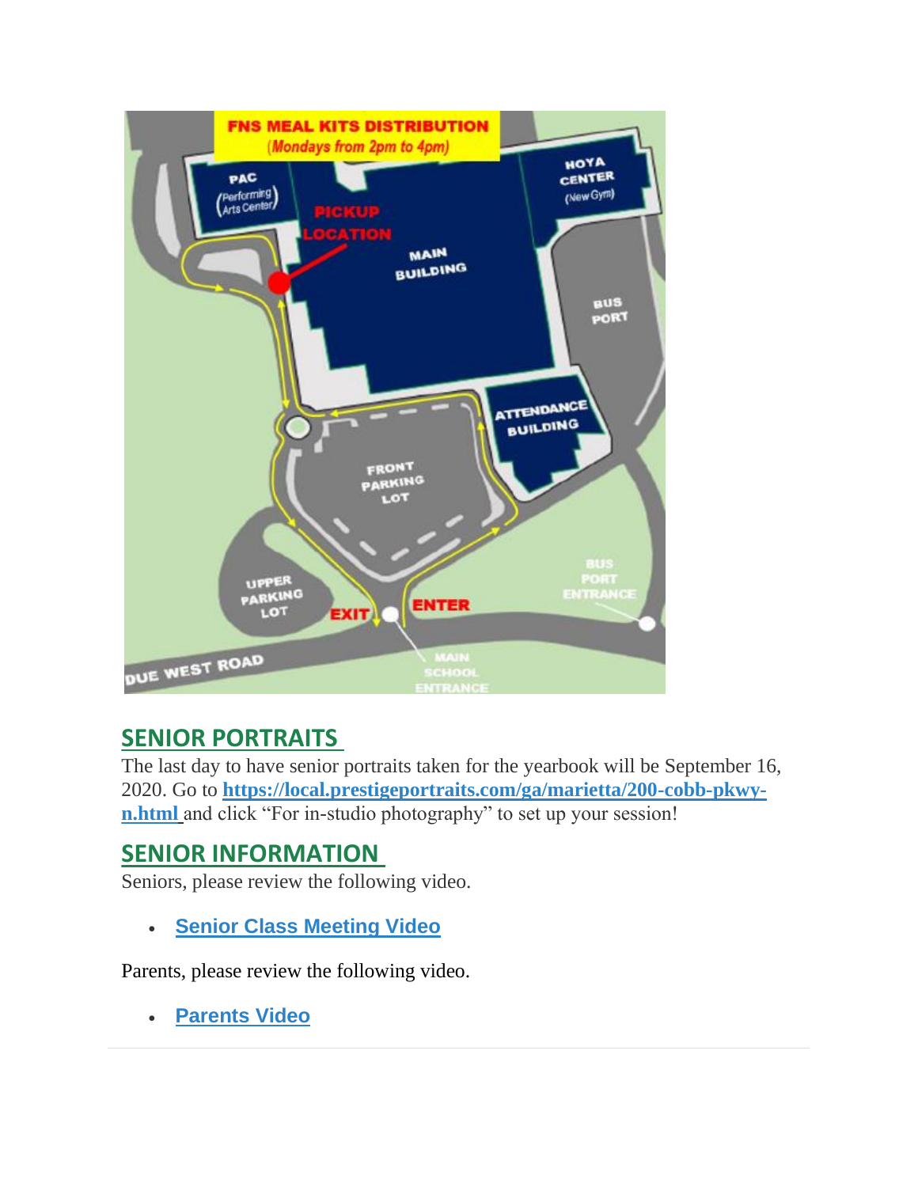## SENIOR PORTRAITS

The last day to have senior portraits taken for the yearbook will be September 16, 2020. Go to **https://local.prestigeportraits.com/ga/marietta/200-cobb-pkwy-n.html** and click "For in-studio photography" to set up your session!

## SENIOR INFORMATION

Seniors, please review the following video.

- **Senior Class Meeting Video**

Parents, please review the following video.

- **Parents Video**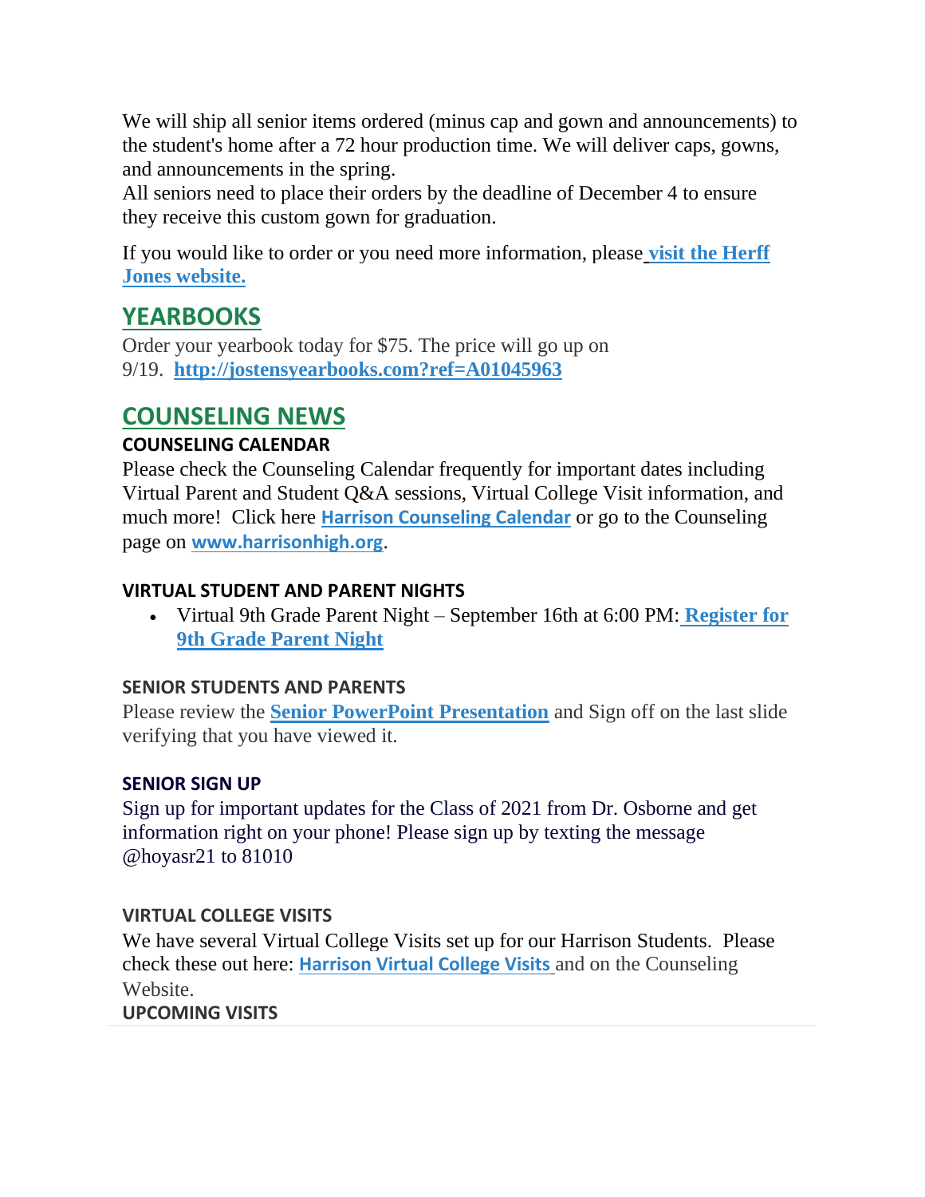We will ship all senior items ordered (minus cap and gown and announcements) to the student's home after a 72 hour production time. We will deliver caps, gowns, and announcements in the spring.
All seniors need to place their orders by the deadline of December 4 to ensure they receive this custom gown for graduation.

If you would like to order or you need more information, please **visit the Herff Jones website.**

## YEARBOOKS

Order your yearbook today for $75. The price will go up on 9/19. **http://jostensyearbooks.com?ref=A01045963**

## COUNSELING NEWS

### COUNSELING CALENDAR

Please check the Counseling Calendar frequently for important dates including Virtual Parent and Student Q&A sessions, Virtual College Visit information, and much more! Click here **Harrison Counseling Calendar** or go to the Counseling page on **www.harrisonhigh.org**.

### VIRTUAL STUDENT AND PARENT NIGHTS

- Virtual 9th Grade Parent Night – September 16th at 6:00 PM: **Register for 9th Grade Parent Night**

### SENIOR STUDENTS AND PARENTS

Please review the **Senior PowerPoint Presentation** and Sign off on the last slide verifying that you have viewed it.

### SENIOR SIGN UP

Sign up for important updates for the Class of 2021 from Dr. Osborne and get information right on your phone! Please sign up by texting the message @hoyasr21 to 81010

### VIRTUAL COLLEGE VISITS

We have several Virtual College Visits set up for our Harrison Students. Please check these out here: **Harrison Virtual College Visits** and on the Counseling Website.

### UPCOMING VISITS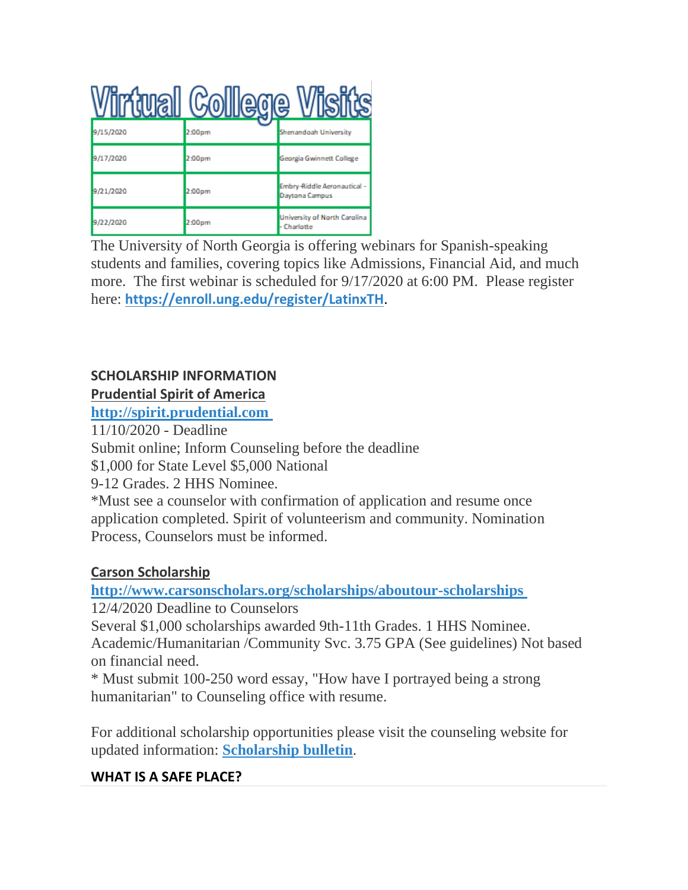# Virtual College Visits

| | | |
|---|---|---|
| 9/15/2020 | 2:00pm | Shenandoah University |
| 9/17/2020 | 2:00pm | Georgia Gwinnett College |
| 9/21/2020 | 2:00pm | Embry-Riddle Aeronautical - Daytona Campus |
| 9/22/2020 | 2:00pm | University of North Carolina - Charlotte |

The University of North Georgia is offering webinars for Spanish-speaking students and families, covering topics like Admissions, Financial Aid, and much more. The first webinar is scheduled for 9/17/2020 at 6:00 PM. Please register here: **https://enroll.ung.edu/register/LatinxTH**.

**SCHOLARSHIP INFORMATION**

**Prudential Spirit of America**

**http://spirit.prudential.com**

11/10/2020 - Deadline

Submit online; Inform Counseling before the deadline

$1,000 for State Level $5,000 National

9-12 Grades. 2 HHS Nominee.

*Must see a counselor with confirmation of application and resume once application completed. Spirit of volunteerism and community. Nomination Process, Counselors must be informed.

**Carson Scholarship**

**http://www.carsonscholars.org/scholarships/aboutour-scholarships**

12/4/2020 Deadline to Counselors

Several $1,000 scholarships awarded 9th-11th Grades. 1 HHS Nominee. Academic/Humanitarian /Community Svc. 3.75 GPA (See guidelines) Not based on financial need.

* Must submit 100-250 word essay, "How have I portrayed being a strong humanitarian" to Counseling office with resume.

For additional scholarship opportunities please visit the counseling website for updated information: **Scholarship bulletin**.

**WHAT IS A SAFE PLACE?**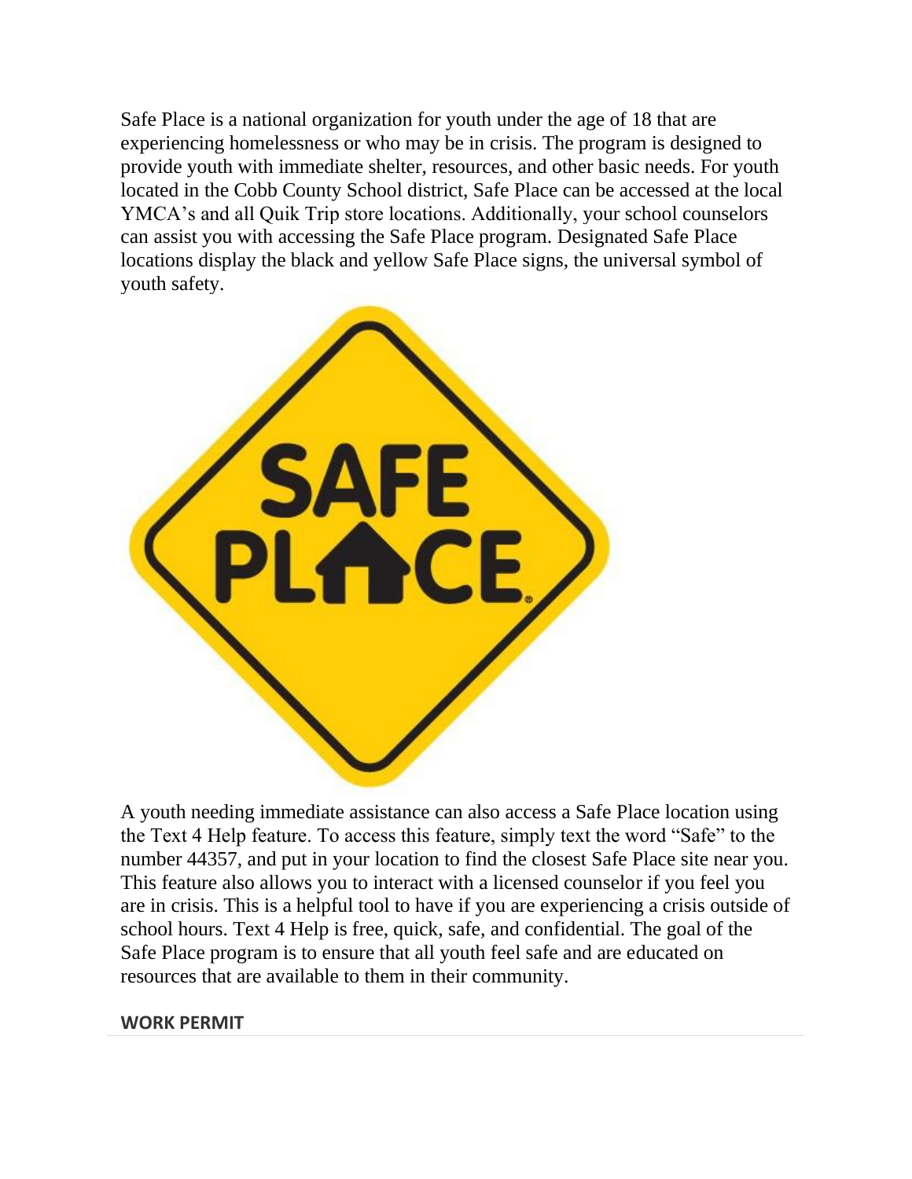Safe Place is a national organization for youth under the age of 18 that are experiencing homelessness or who may be in crisis. The program is designed to provide youth with immediate shelter, resources, and other basic needs. For youth located in the Cobb County School district, Safe Place can be accessed at the local YMCA's and all Quik Trip store locations. Additionally, your school counselors can assist you with accessing the Safe Place program. Designated Safe Place locations display the black and yellow Safe Place signs, the universal symbol of youth safety.

A youth needing immediate assistance can also access a Safe Place location using the Text 4 Help feature. To access this feature, simply text the word "Safe" to the number 44357, and put in your location to find the closest Safe Place site near you. This feature also allows you to interact with a licensed counselor if you feel you are in crisis. This is a helpful tool to have if you are experiencing a crisis outside of school hours. Text 4 Help is free, quick, safe, and confidential. The goal of the Safe Place program is to ensure that all youth feel safe and are educated on resources that are available to them in their community.

**WORK PERMIT**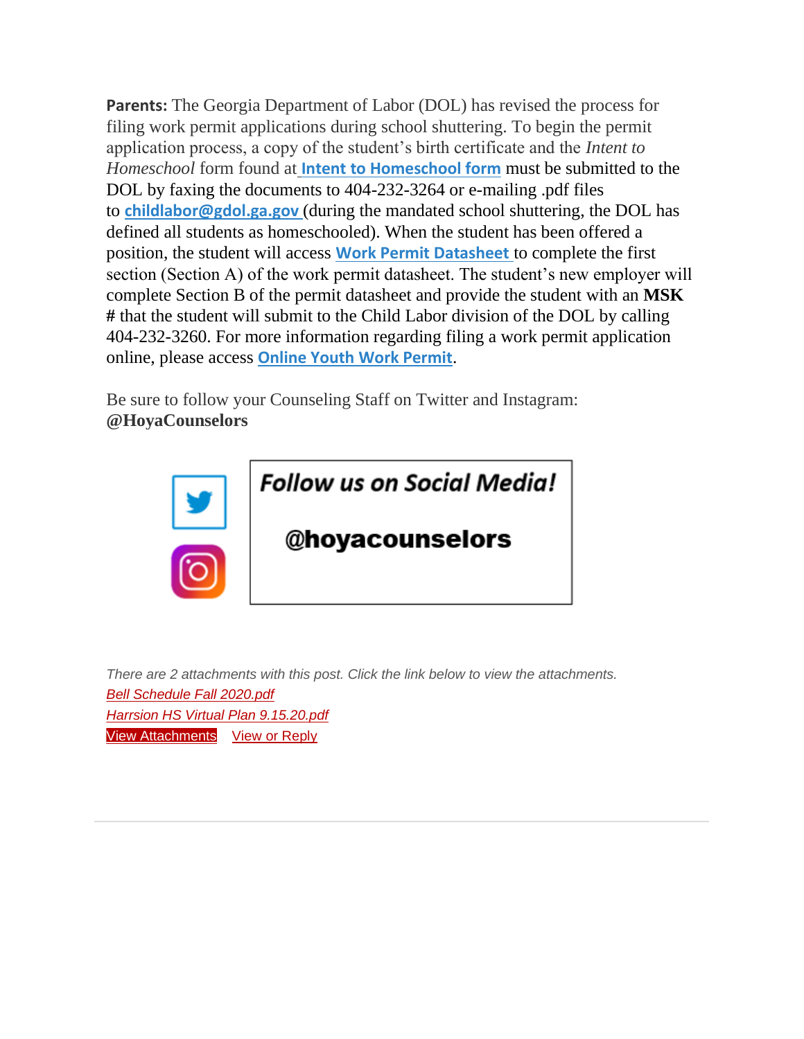**Parents:** The Georgia Department of Labor (DOL) has revised the process for filing work permit applications during school shuttering. To begin the permit application process, a copy of the student's birth certificate and the *Intent to Homeschool* form found at **Intent to Homeschool form** must be submitted to the DOL by faxing the documents to 404-232-3264 or e-mailing .pdf files to **childlabor@gdol.ga.gov** (during the mandated school shuttering, the DOL has defined all students as homeschooled). When the student has been offered a position, the student will access **Work Permit Datasheet** to complete the first section (Section A) of the work permit datasheet. The student's new employer will complete Section B of the permit datasheet and provide the student with an **MSK #** that the student will submit to the Child Labor division of the DOL by calling 404-232-3260. For more information regarding filing a work permit application online, please access **Online Youth Work Permit**.

Be sure to follow your Counseling Staff on Twitter and Instagram: **@HoyaCounselors**

***Follow us on Social Media!***

**@hoyacounselors**

*There are 2 attachments with this post. Click the link below to view the attachments.*

*Bell Schedule Fall 2020.pdf*

*Harrsion HS Virtual Plan 9.15.20.pdf*

View Attachments    View or Reply